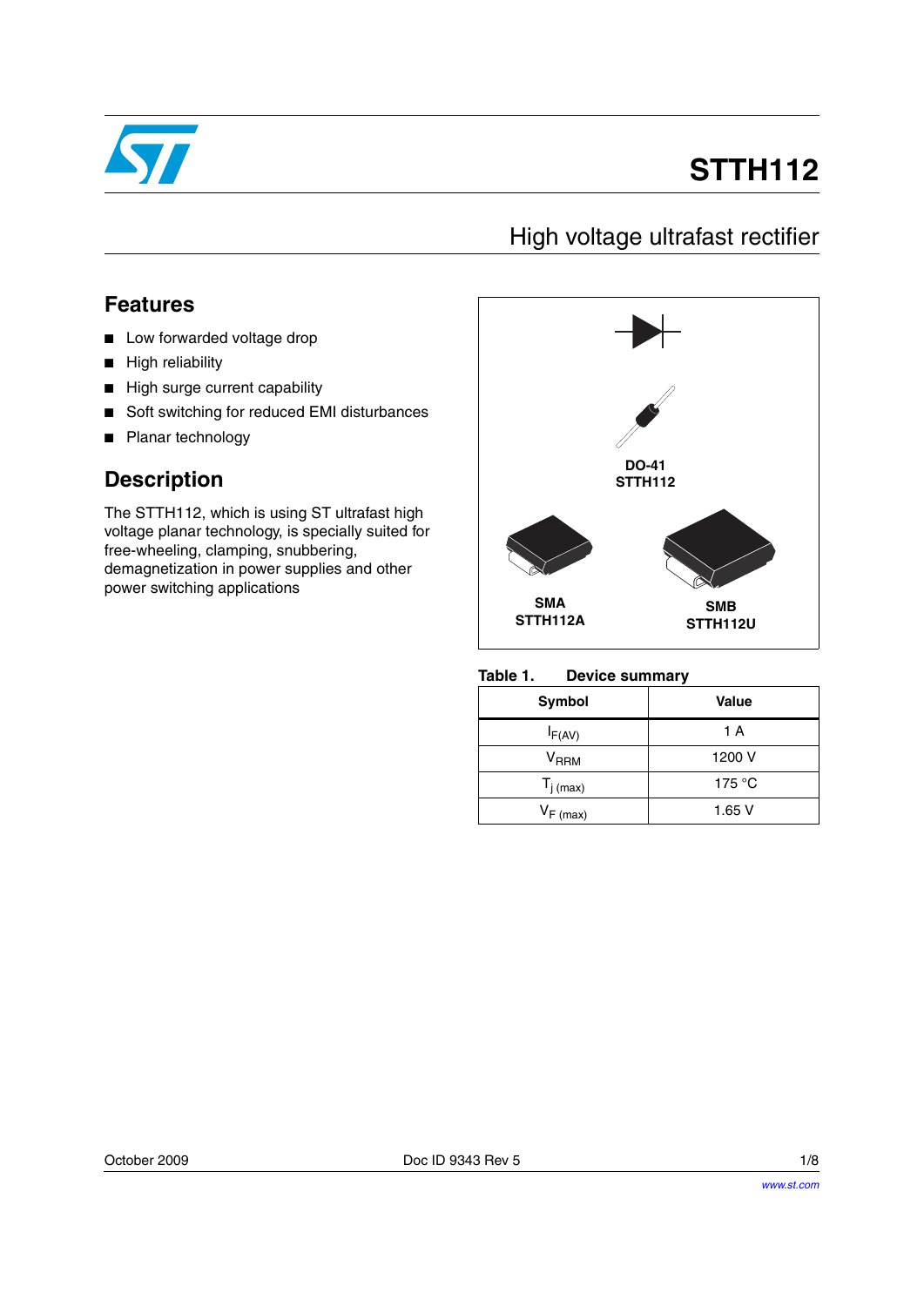# STTH112

## High voltage ultrafast rectifier

## Features

- Low forwarded voltage drop
- High reliability
- High surge current capability
- Soft switching for reduced EMI disturbances
- Planar technology

## Description

The STTH112, which is using ST ultrafast high voltage planar technology, is specially suited for free-wheeling, clamping, snubbering, demagnetization in power supplies and other power switching applications

**DO-41**
**STTH112**

**SMA**
**STTH112A**

**SMB**
**STTH112U**

**Table 1. Device summary**

| Symbol | Value |
|---|---|
| $I_{F(AV)}$ | 1 A |
| $V_{RRM}$ | 1200 V |
| $T_{j\ (max)}$ | 175 °C |
| $V_{F\ (max)}$ | 1.65 V |

October 2009 Doc ID 9343 Rev 5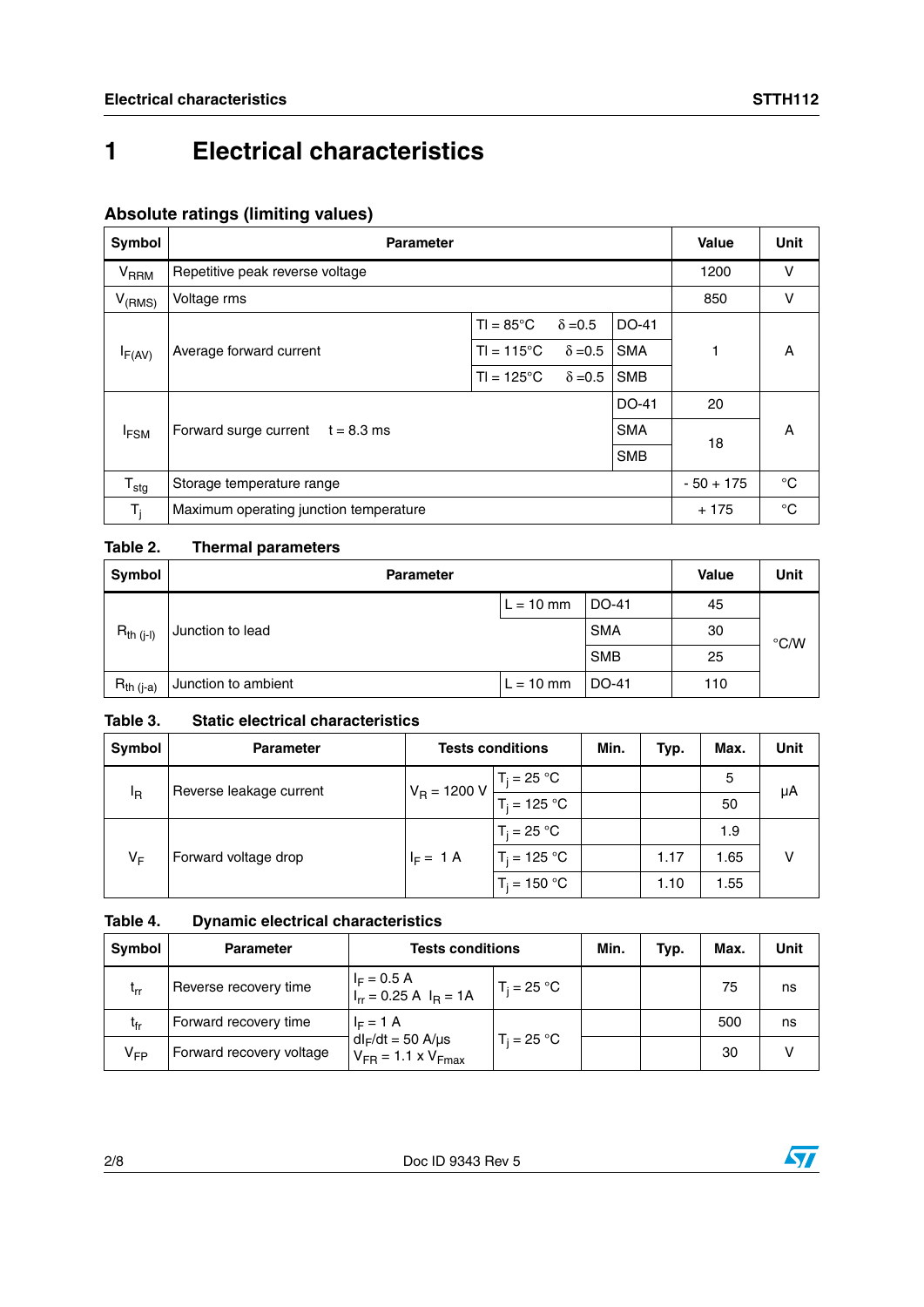# 1 Electrical characteristics

### Absolute ratings (limiting values)

| Symbol | Parameter | | | Value | Unit |
|---|---|---|---|---|---|
| $V_{RRM}$ | Repetitive peak reverse voltage | | | 1200 | V |
| $V_{(RMS)}$ | Voltage rms | | | 850 | V |
| $I_{F(AV)}$ | Average forward current | Tl = 85°C δ =0.5 | DO-41 | 1 | A |
| | | Tl = 115°C δ =0.5 | SMA | | |
| | | Tl = 125°C δ =0.5 | SMB | | |
| $I_{FSM}$ | Forward surge current t = 8.3 ms | | DO-41 | 20 | A |
| | | | SMA | 18 | |
| | | | SMB | | |
| $T_{stg}$ | Storage temperature range | | | - 50 + 175 | °C |
| $T_j$ | Maximum operating junction temperature | | | + 175 | °C |

**Table 2. Thermal parameters**

| Symbol | Parameter | | | Value | Unit |
|---|---|---|---|---|---|
| $R_{th\ (j-l)}$ | Junction to lead | L = 10 mm | DO-41 | 45 | °C/W |
| | | | SMA | 30 | |
| | | | SMB | 25 | |
| $R_{th\ (j-a)}$ | Junction to ambient | L = 10 mm | DO-41 | 110 | |

**Table 3. Static electrical characteristics**

| Symbol | Parameter | Tests conditions | | Min. | Typ. | Max. | Unit |
|---|---|---|---|---|---|---|---|
| $I_R$ | Reverse leakage current | $V_R$ = 1200 V | $T_j$ = 25 °C | | | 5 | µA |
| | | | $T_j$ = 125 °C | | | 50 | |
| $V_F$ | Forward voltage drop | $I_F$ = 1 A | $T_j$ = 25 °C | | | 1.9 | V |
| | | | $T_j$ = 125 °C | | 1.17 | 1.65 | |
| | | | $T_j$ = 150 °C | | 1.10 | 1.55 | |

**Table 4. Dynamic electrical characteristics**

| Symbol | Parameter | Tests conditions | | Min. | Typ. | Max. | Unit |
|---|---|---|---|---|---|---|---|
| $t_{rr}$ | Reverse recovery time | $I_F$ = 0.5 A $I_{rr}$ = 0.25 A $I_R$ = 1A | $T_j$ = 25 °C | | | 75 | ns |
| $t_{fr}$ | Forward recovery time | $I_F$ = 1 A $dI_F/dt$ = 50 A/µs $V_{FR}$ = 1.1 x $V_{Fmax}$ | $T_j$ = 25 °C | | | 500 | ns |
| $V_{FP}$ | Forward recovery voltage | | | | | 30 | V |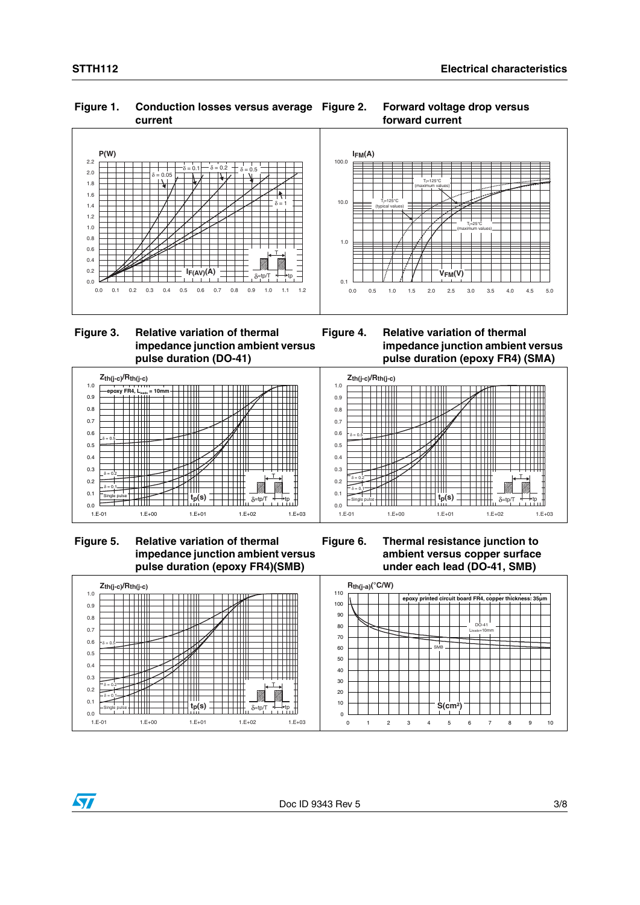Figure 1. Conduction losses versus average current

Figure 2. Forward voltage drop versus forward current

Figure 3. Relative variation of thermal impedance junction ambient versus pulse duration (DO-41)

Figure 4. Relative variation of thermal impedance junction ambient versus pulse duration (epoxy FR4) (SMA)

Figure 5. Relative variation of thermal impedance junction ambient versus pulse duration (epoxy FR4)(SMB)

Figure 6. Thermal resistance junction to ambient versus copper surface under each lead (DO-41, SMB)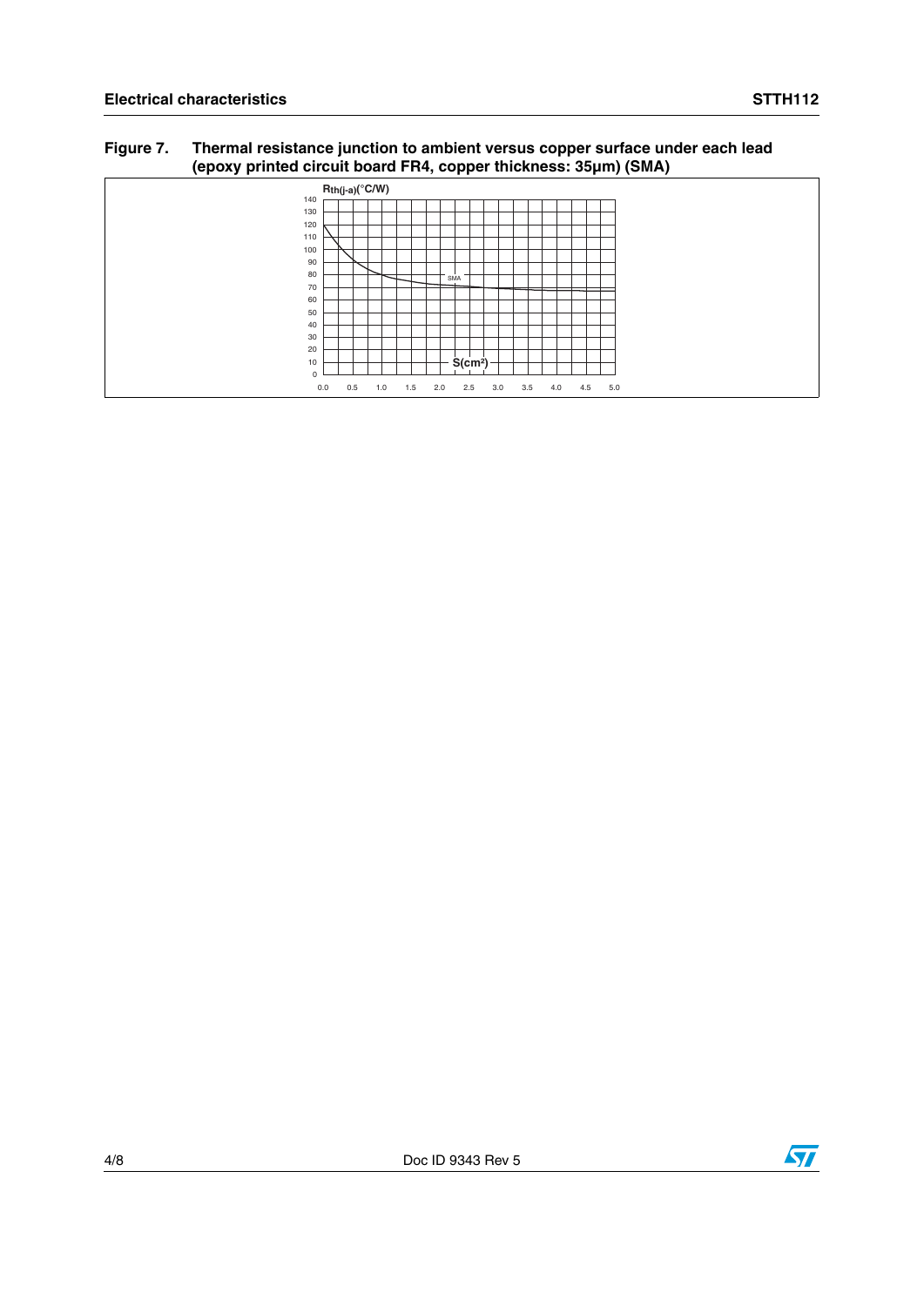**Figure 7. Thermal resistance junction to ambient versus copper surface under each lead (epoxy printed circuit board FR4, copper thickness: 35µm) (SMA)**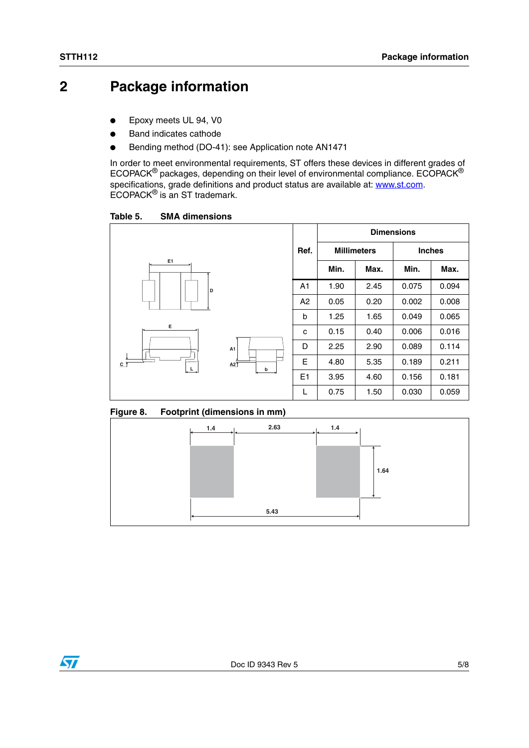# 2 Package information

- Epoxy meets UL 94, V0
- Band indicates cathode
- Bending method (DO-41): see Application note AN1471

In order to meet environmental requirements, ST offers these devices in different grades of ECOPACK® packages, depending on their level of environmental compliance. ECOPACK® specifications, grade definitions and product status are available at: www.st.com. ECOPACK® is an ST trademark.

**Table 5. SMA dimensions**

| Ref. | Dimensions | | | |
|---|---|---|---|---|
| | Millimeters | | Inches | |
| | Min. | Max. | Min. | Max. |
| A1 | 1.90 | 2.45 | 0.075 | 0.094 |
| A2 | 0.05 | 0.20 | 0.002 | 0.008 |
| b | 1.25 | 1.65 | 0.049 | 0.065 |
| c | 0.15 | 0.40 | 0.006 | 0.016 |
| D | 2.25 | 2.90 | 0.089 | 0.114 |
| E | 4.80 | 5.35 | 0.189 | 0.211 |
| E1 | 3.95 | 4.60 | 0.156 | 0.181 |
| L | 0.75 | 1.50 | 0.030 | 0.059 |

**Figure 8. Footprint (dimensions in mm)**

1.4 | 2.63 | 1.4 | 1.64 | 5.43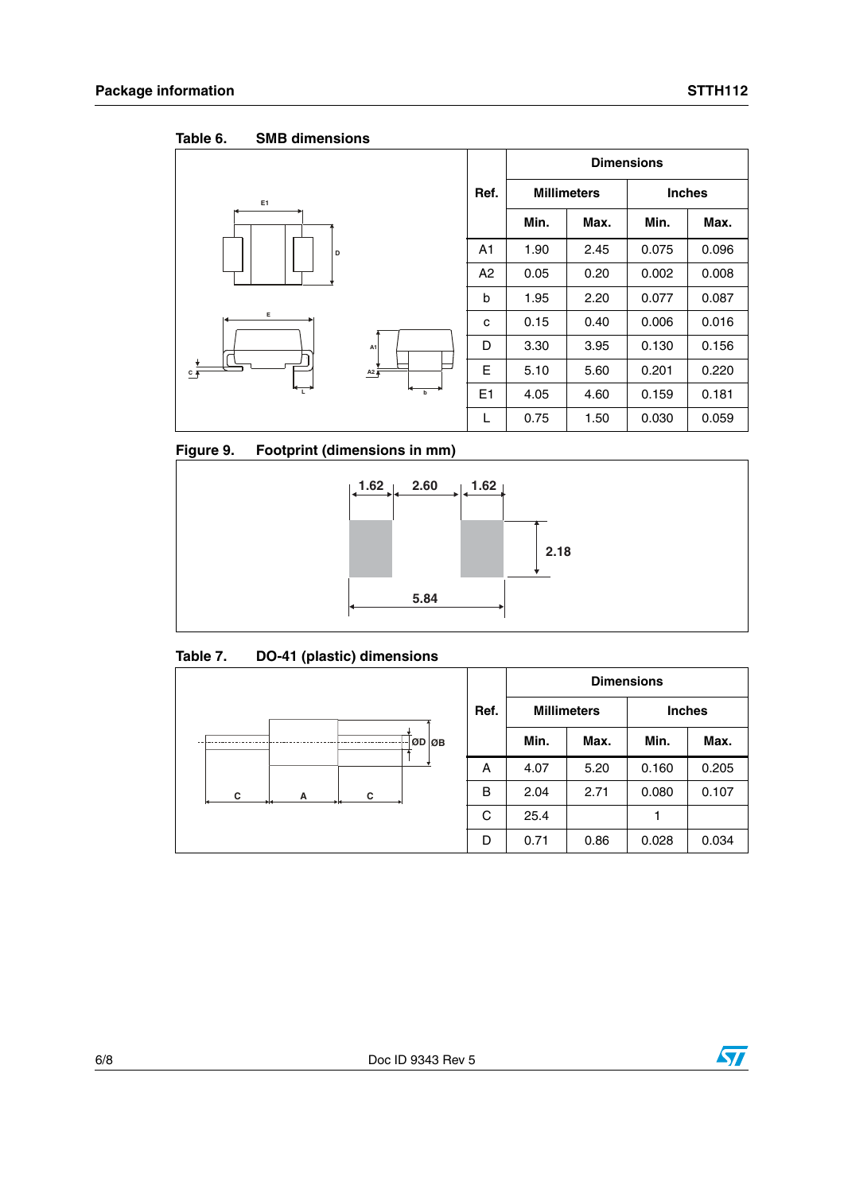Table 6. SMB dimensions

| Ref. | Dimensions | | | |
|---|---|---|---|---|
| | Millimeters | | Inches | |
| | Min. | Max. | Min. | Max. |
| A1 | 1.90 | 2.45 | 0.075 | 0.096 |
| A2 | 0.05 | 0.20 | 0.002 | 0.008 |
| b | 1.95 | 2.20 | 0.077 | 0.087 |
| c | 0.15 | 0.40 | 0.006 | 0.016 |
| D | 3.30 | 3.95 | 0.130 | 0.156 |
| E | 5.10 | 5.60 | 0.201 | 0.220 |
| E1 | 4.05 | 4.60 | 0.159 | 0.181 |
| L | 0.75 | 1.50 | 0.030 | 0.059 |

Figure 9. Footprint (dimensions in mm)

Table 7. DO-41 (plastic) dimensions

| Ref. | Dimensions | | | |
|---|---|---|---|---|
| | Millimeters | | Inches | |
| | Min. | Max. | Min. | Max. |
| A | 4.07 | 5.20 | 0.160 | 0.205 |
| B | 2.04 | 2.71 | 0.080 | 0.107 |
| C | 25.4 | | 1 | |
| D | 0.71 | 0.86 | 0.028 | 0.034 |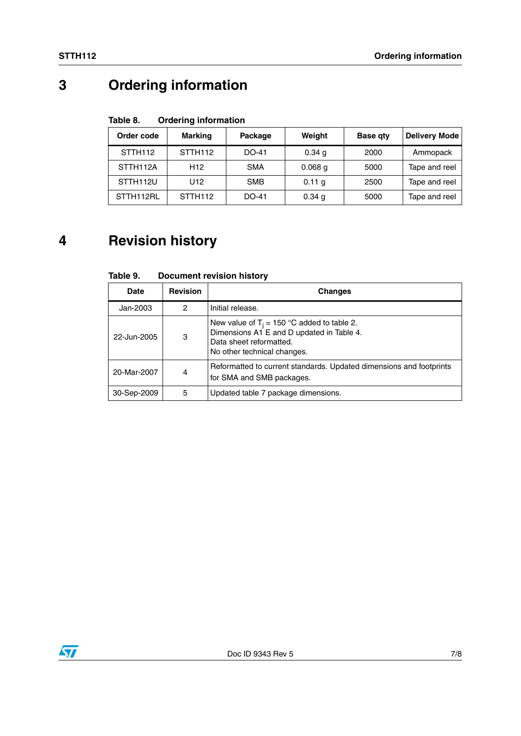# 3 Ordering information

**Table 8. Ordering information**

| Order code | Marking | Package | Weight | Base qty | Delivery Mode |
|---|---|---|---|---|---|
| STTH112 | STTH112 | DO-41 | 0.34 g | 2000 | Ammopack |
| STTH112A | H12 | SMA | 0.068 g | 5000 | Tape and reel |
| STTH112U | U12 | SMB | 0.11 g | 2500 | Tape and reel |
| STTH112RL | STTH112 | DO-41 | 0.34 g | 5000 | Tape and reel |

# 4 Revision history

**Table 9. Document revision history**

| Date | Revision | Changes |
|---|---|---|
| Jan-2003 | 2 | Initial release. |
| 22-Jun-2005 | 3 | New value of $T_j$ = 150 °C added to table 2.<br>Dimensions A1 E and D updated in Table 4.<br>Data sheet reformatted.<br>No other technical changes. |
| 20-Mar-2007 | 4 | Reformatted to current standards. Updated dimensions and footprints for SMA and SMB packages. |
| 30-Sep-2009 | 5 | Updated table 7 package dimensions. |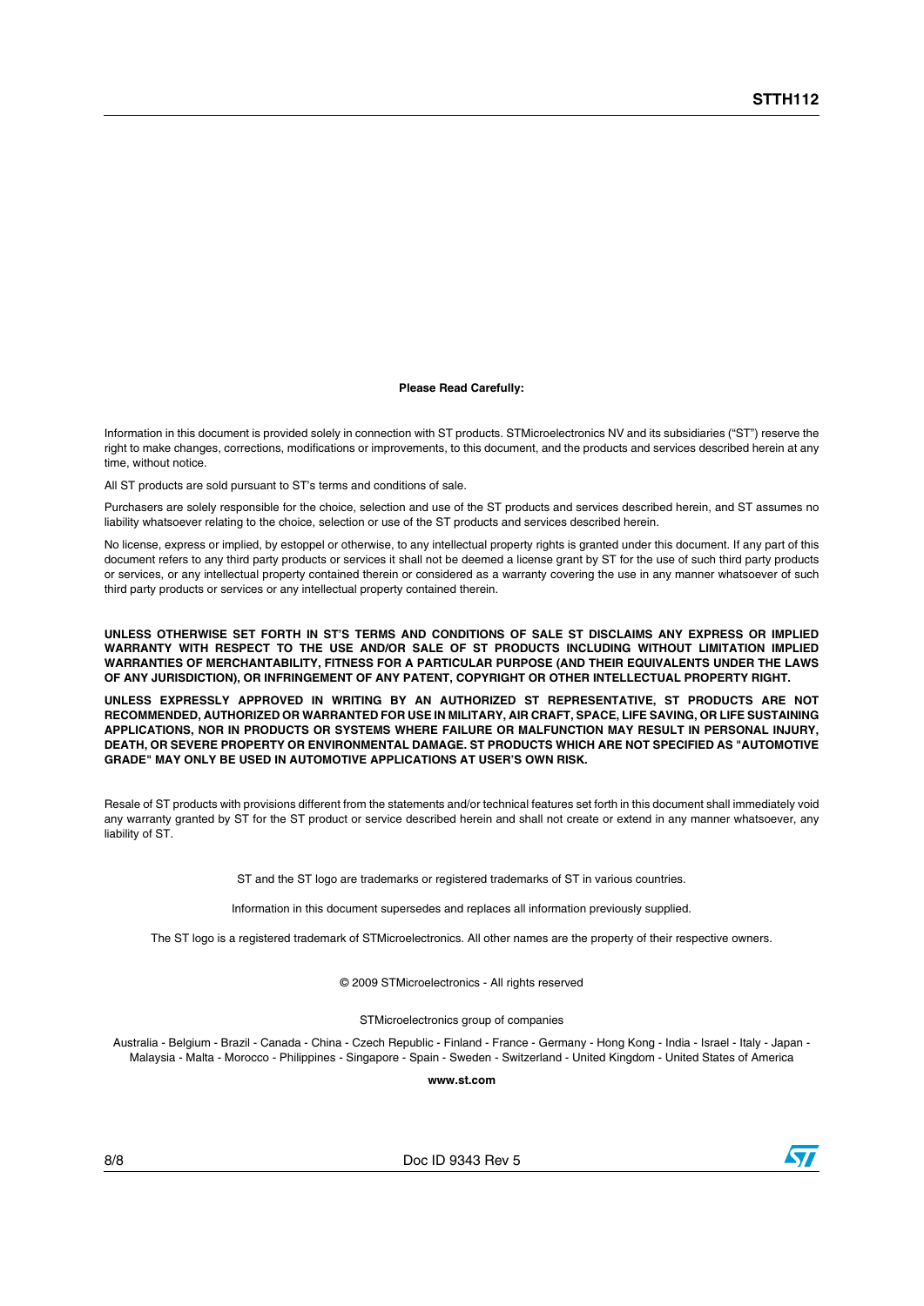**Please Read Carefully:**

Information in this document is provided solely in connection with ST products. STMicroelectronics NV and its subsidiaries (“ST”) reserve the right to make changes, corrections, modifications or improvements, to this document, and the products and services described herein at any time, without notice.

All ST products are sold pursuant to ST’s terms and conditions of sale.

Purchasers are solely responsible for the choice, selection and use of the ST products and services described herein, and ST assumes no liability whatsoever relating to the choice, selection or use of the ST products and services described herein.

No license, express or implied, by estoppel or otherwise, to any intellectual property rights is granted under this document. If any part of this document refers to any third party products or services it shall not be deemed a license grant by ST for the use of such third party products or services, or any intellectual property contained therein or considered as a warranty covering the use in any manner whatsoever of such third party products or services or any intellectual property contained therein.

**UNLESS OTHERWISE SET FORTH IN ST’S TERMS AND CONDITIONS OF SALE ST DISCLAIMS ANY EXPRESS OR IMPLIED WARRANTY WITH RESPECT TO THE USE AND/OR SALE OF ST PRODUCTS INCLUDING WITHOUT LIMITATION IMPLIED WARRANTIES OF MERCHANTABILITY, FITNESS FOR A PARTICULAR PURPOSE (AND THEIR EQUIVALENTS UNDER THE LAWS OF ANY JURISDICTION), OR INFRINGEMENT OF ANY PATENT, COPYRIGHT OR OTHER INTELLECTUAL PROPERTY RIGHT.**

**UNLESS EXPRESSLY APPROVED IN WRITING BY AN AUTHORIZED ST REPRESENTATIVE, ST PRODUCTS ARE NOT RECOMMENDED, AUTHORIZED OR WARRANTED FOR USE IN MILITARY, AIR CRAFT, SPACE, LIFE SAVING, OR LIFE SUSTAINING APPLICATIONS, NOR IN PRODUCTS OR SYSTEMS WHERE FAILURE OR MALFUNCTION MAY RESULT IN PERSONAL INJURY, DEATH, OR SEVERE PROPERTY OR ENVIRONMENTAL DAMAGE. ST PRODUCTS WHICH ARE NOT SPECIFIED AS "AUTOMOTIVE GRADE" MAY ONLY BE USED IN AUTOMOTIVE APPLICATIONS AT USER’S OWN RISK.**

Resale of ST products with provisions different from the statements and/or technical features set forth in this document shall immediately void any warranty granted by ST for the ST product or service described herein and shall not create or extend in any manner whatsoever, any liability of ST.

ST and the ST logo are trademarks or registered trademarks of ST in various countries.

Information in this document supersedes and replaces all information previously supplied.

The ST logo is a registered trademark of STMicroelectronics. All other names are the property of their respective owners.

© 2009 STMicroelectronics - All rights reserved

STMicroelectronics group of companies

Australia - Belgium - Brazil - Canada - China - Czech Republic - Finland - France - Germany - Hong Kong - India - Israel - Italy - Japan - Malaysia - Malta - Morocco - Philippines - Singapore - Spain - Sweden - Switzerland - United Kingdom - United States of America

**www.st.com**